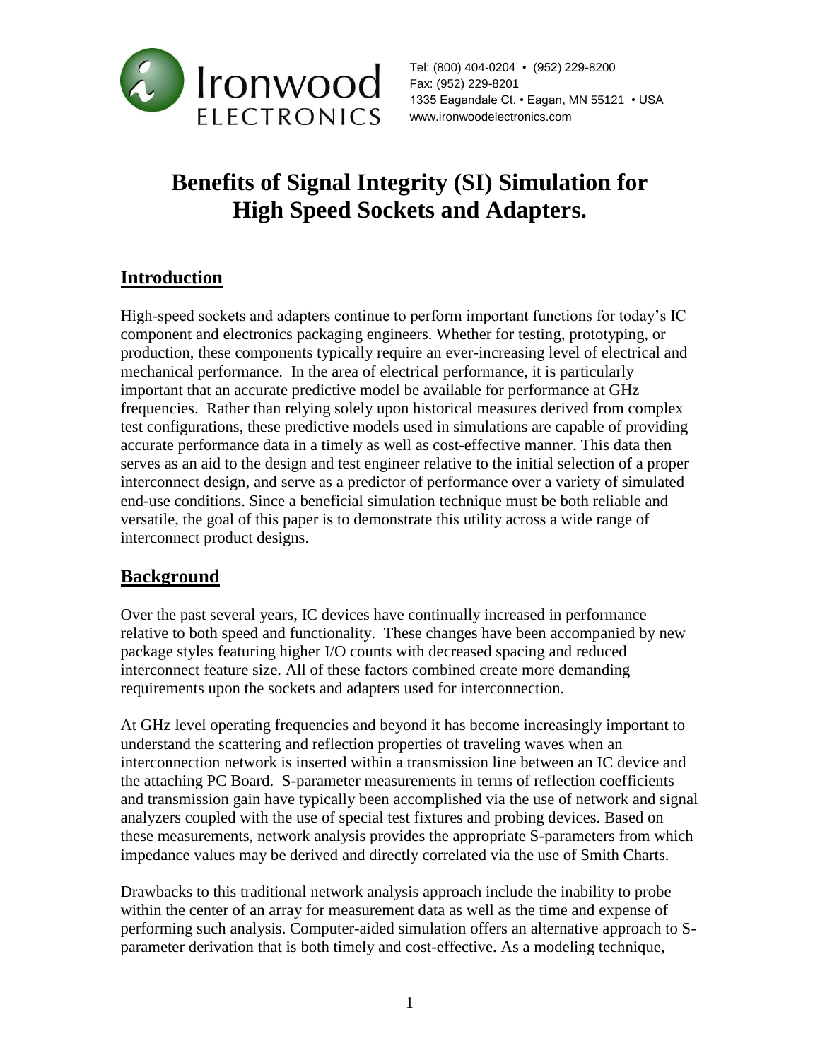Ironwood ELECTRONICS

Tel: (800) 404-0204 • (952) 229-8200
Fax: (952) 229-8201
1335 Eagandale Ct. • Eagan, MN 55121 • USA
www.ironwoodelectronics.com

# Benefits of Signal Integrity (SI) Simulation for High Speed Sockets and Adapters.

## Introduction

High-speed sockets and adapters continue to perform important functions for today's IC component and electronics packaging engineers. Whether for testing, prototyping, or production, these components typically require an ever-increasing level of electrical and mechanical performance. In the area of electrical performance, it is particularly important that an accurate predictive model be available for performance at GHz frequencies. Rather than relying solely upon historical measures derived from complex test configurations, these predictive models used in simulations are capable of providing accurate performance data in a timely as well as cost-effective manner. This data then serves as an aid to the design and test engineer relative to the initial selection of a proper interconnect design, and serve as a predictor of performance over a variety of simulated end-use conditions. Since a beneficial simulation technique must be both reliable and versatile, the goal of this paper is to demonstrate this utility across a wide range of interconnect product designs.

## Background

Over the past several years, IC devices have continually increased in performance relative to both speed and functionality. These changes have been accompanied by new package styles featuring higher I/O counts with decreased spacing and reduced interconnect feature size. All of these factors combined create more demanding requirements upon the sockets and adapters used for interconnection.

At GHz level operating frequencies and beyond it has become increasingly important to understand the scattering and reflection properties of traveling waves when an interconnection network is inserted within a transmission line between an IC device and the attaching PC Board. S-parameter measurements in terms of reflection coefficients and transmission gain have typically been accomplished via the use of network and signal analyzers coupled with the use of special test fixtures and probing devices. Based on these measurements, network analysis provides the appropriate S-parameters from which impedance values may be derived and directly correlated via the use of Smith Charts.

Drawbacks to this traditional network analysis approach include the inability to probe within the center of an array for measurement data as well as the time and expense of performing such analysis. Computer-aided simulation offers an alternative approach to S-parameter derivation that is both timely and cost-effective. As a modeling technique,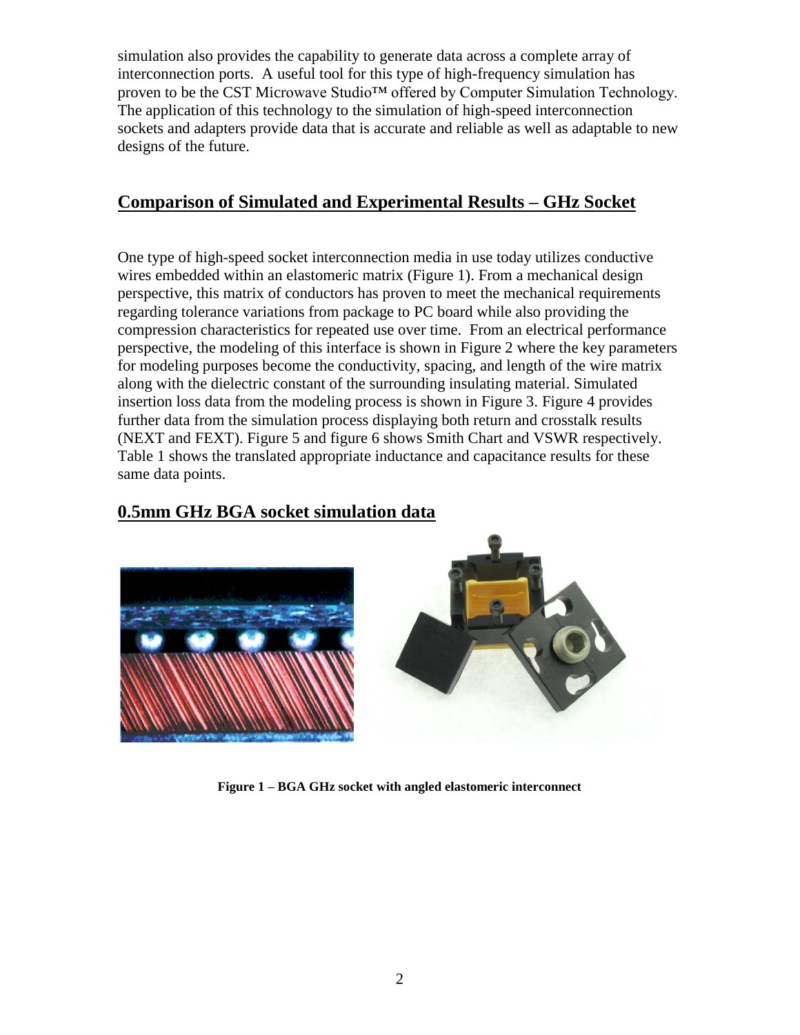simulation also provides the capability to generate data across a complete array of interconnection ports. A useful tool for this type of high-frequency simulation has proven to be the CST Microwave Studio™ offered by Computer Simulation Technology. The application of this technology to the simulation of high-speed interconnection sockets and adapters provide data that is accurate and reliable as well as adaptable to new designs of the future.

## Comparison of Simulated and Experimental Results – GHz Socket

One type of high-speed socket interconnection media in use today utilizes conductive wires embedded within an elastomeric matrix (Figure 1). From a mechanical design perspective, this matrix of conductors has proven to meet the mechanical requirements regarding tolerance variations from package to PC board while also providing the compression characteristics for repeated use over time. From an electrical performance perspective, the modeling of this interface is shown in Figure 2 where the key parameters for modeling purposes become the conductivity, spacing, and length of the wire matrix along with the dielectric constant of the surrounding insulating material. Simulated insertion loss data from the modeling process is shown in Figure 3. Figure 4 provides further data from the simulation process displaying both return and crosstalk results (NEXT and FEXT). Figure 5 and figure 6 shows Smith Chart and VSWR respectively. Table 1 shows the translated appropriate inductance and capacitance results for these same data points.

## 0.5mm GHz BGA socket simulation data

**Figure 1 – BGA GHz socket with angled elastomeric interconnect**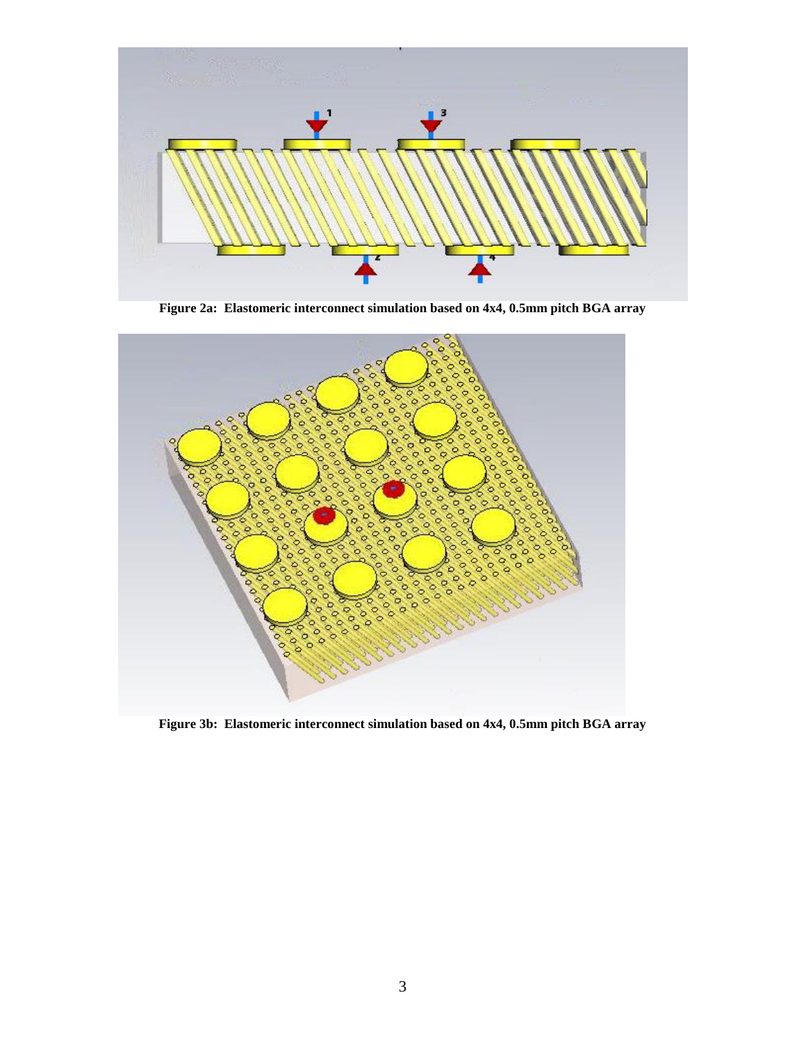**Figure 2a: Elastomeric interconnect simulation based on 4x4, 0.5mm pitch BGA array**

**Figure 3b: Elastomeric interconnect simulation based on 4x4, 0.5mm pitch BGA array**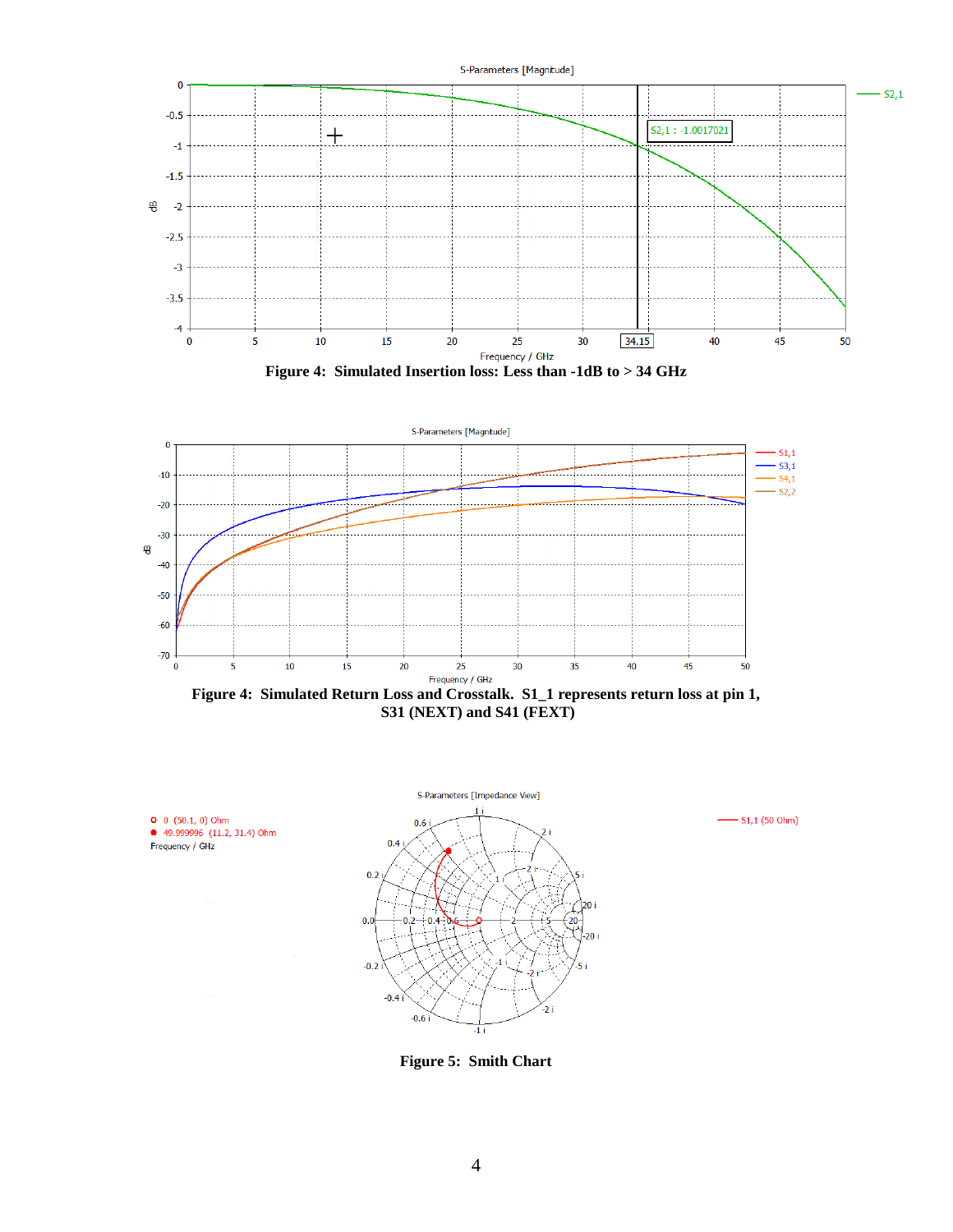**Figure 4: Simulated Insertion loss: Less than -1dB to > 34 GHz**

**Figure 4: Simulated Return Loss and Crosstalk. S1_1 represents return loss at pin 1, S31 (NEXT) and S41 (FEXT)**

**Figure 5: Smith Chart**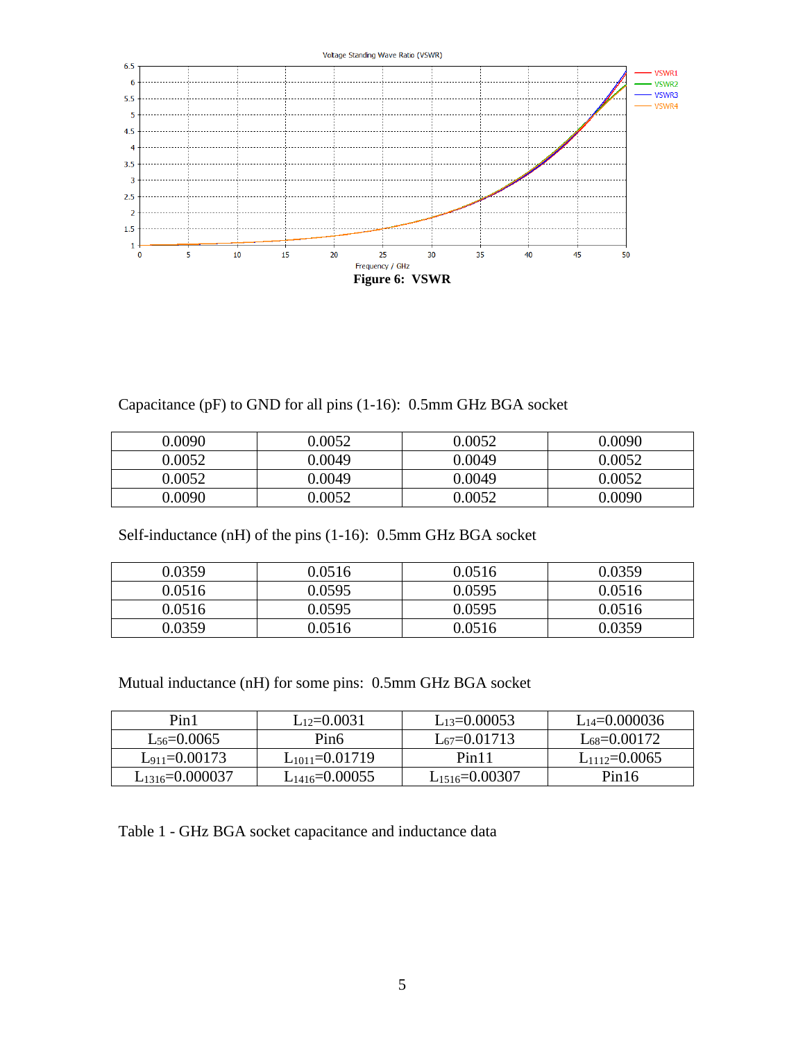**Figure 6: VSWR**

Capacitance (pF) to GND for all pins (1-16): 0.5mm GHz BGA socket

| | | | |
|---|---|---|---|
| 0.0090 | 0.0052 | 0.0052 | 0.0090 |
| 0.0052 | 0.0049 | 0.0049 | 0.0052 |
| 0.0052 | 0.0049 | 0.0049 | 0.0052 |
| 0.0090 | 0.0052 | 0.0052 | 0.0090 |

Self-inductance (nH) of the pins (1-16): 0.5mm GHz BGA socket

| | | | |
|---|---|---|---|
| 0.0359 | 0.0516 | 0.0516 | 0.0359 |
| 0.0516 | 0.0595 | 0.0595 | 0.0516 |
| 0.0516 | 0.0595 | 0.0595 | 0.0516 |
| 0.0359 | 0.0516 | 0.0516 | 0.0359 |

Mutual inductance (nH) for some pins: 0.5mm GHz BGA socket

| | | | |
|---|---|---|---|
| Pin1 | $L_{12}$=0.0031 | $L_{13}$=0.00053 | $L_{14}$=0.000036 |
| $L_{56}$=0.0065 | Pin6 | $L_{67}$=0.01713 | $L_{68}$=0.00172 |
| $L_{911}$=0.00173 | $L_{1011}$=0.01719 | Pin11 | $L_{1112}$=0.0065 |
| $L_{1316}$=0.000037 | $L_{1416}$=0.00055 | $L_{1516}$=0.00307 | Pin16 |

Table 1 - GHz BGA socket capacitance and inductance data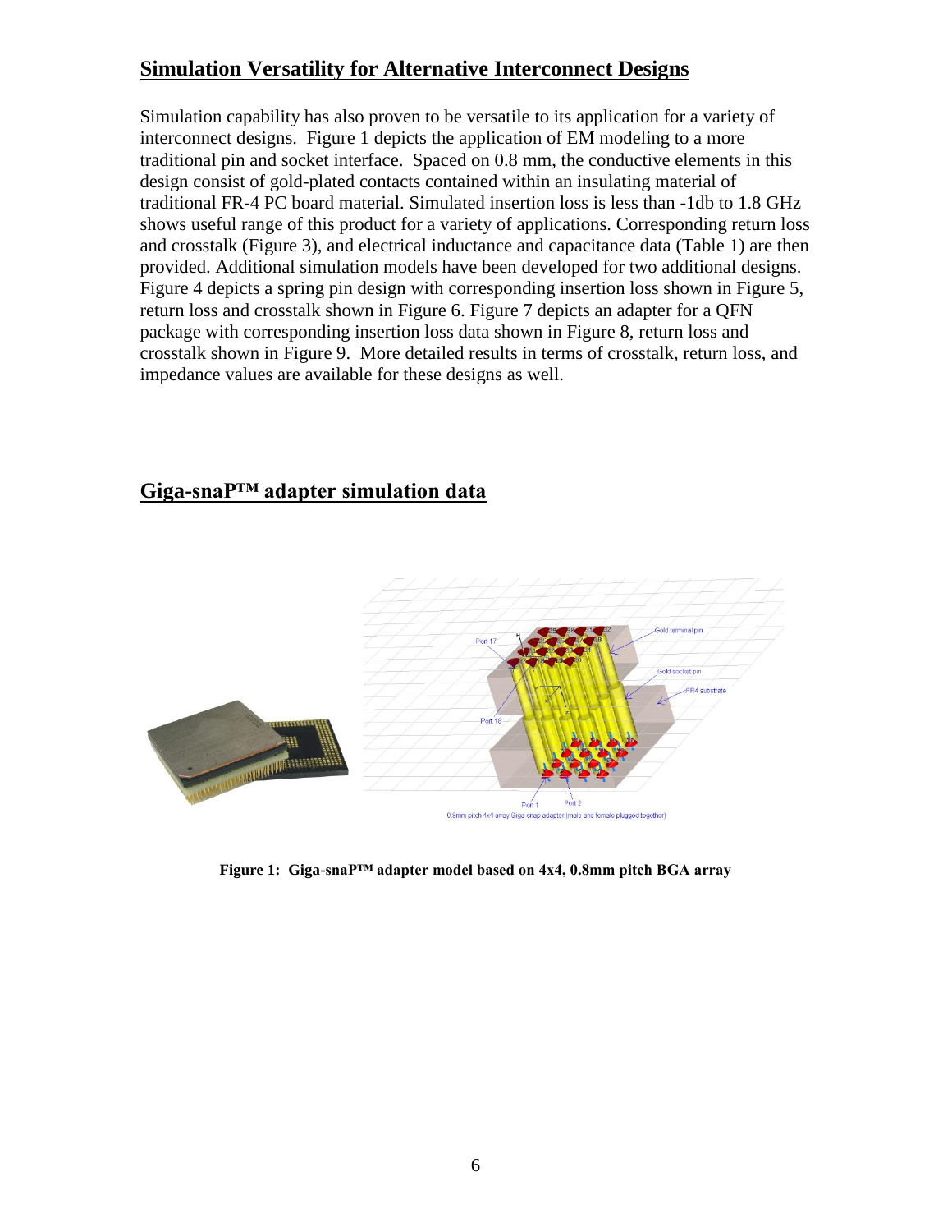## Simulation Versatility for Alternative Interconnect Designs

Simulation capability has also proven to be versatile to its application for a variety of interconnect designs. Figure 1 depicts the application of EM modeling to a more traditional pin and socket interface. Spaced on 0.8 mm, the conductive elements in this design consist of gold-plated contacts contained within an insulating material of traditional FR-4 PC board material. Simulated insertion loss is less than -1db to 1.8 GHz shows useful range of this product for a variety of applications. Corresponding return loss and crosstalk (Figure 3), and electrical inductance and capacitance data (Table 1) are then provided. Additional simulation models have been developed for two additional designs. Figure 4 depicts a spring pin design with corresponding insertion loss shown in Figure 5, return loss and crosstalk shown in Figure 6. Figure 7 depicts an adapter for a QFN package with corresponding insertion loss data shown in Figure 8, return loss and crosstalk shown in Figure 9. More detailed results in terms of crosstalk, return loss, and impedance values are available for these designs as well.

## Giga-snaP™ adapter simulation data

**Figure 1: Giga-snaP™ adapter model based on 4x4, 0.8mm pitch BGA array**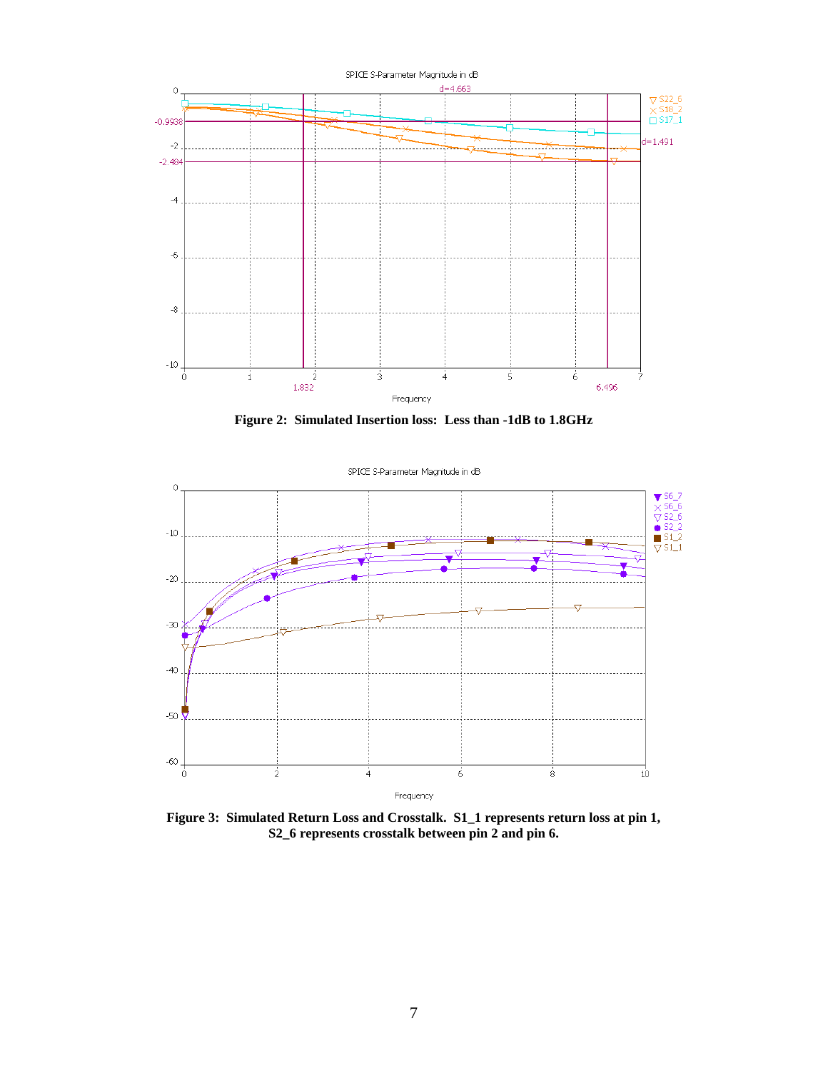Figure 2: Simulated Insertion loss: Less than -1dB to 1.8GHz

Figure 3: Simulated Return Loss and Crosstalk. S1_1 represents return loss at pin 1, S2_6 represents crosstalk between pin 2 and pin 6.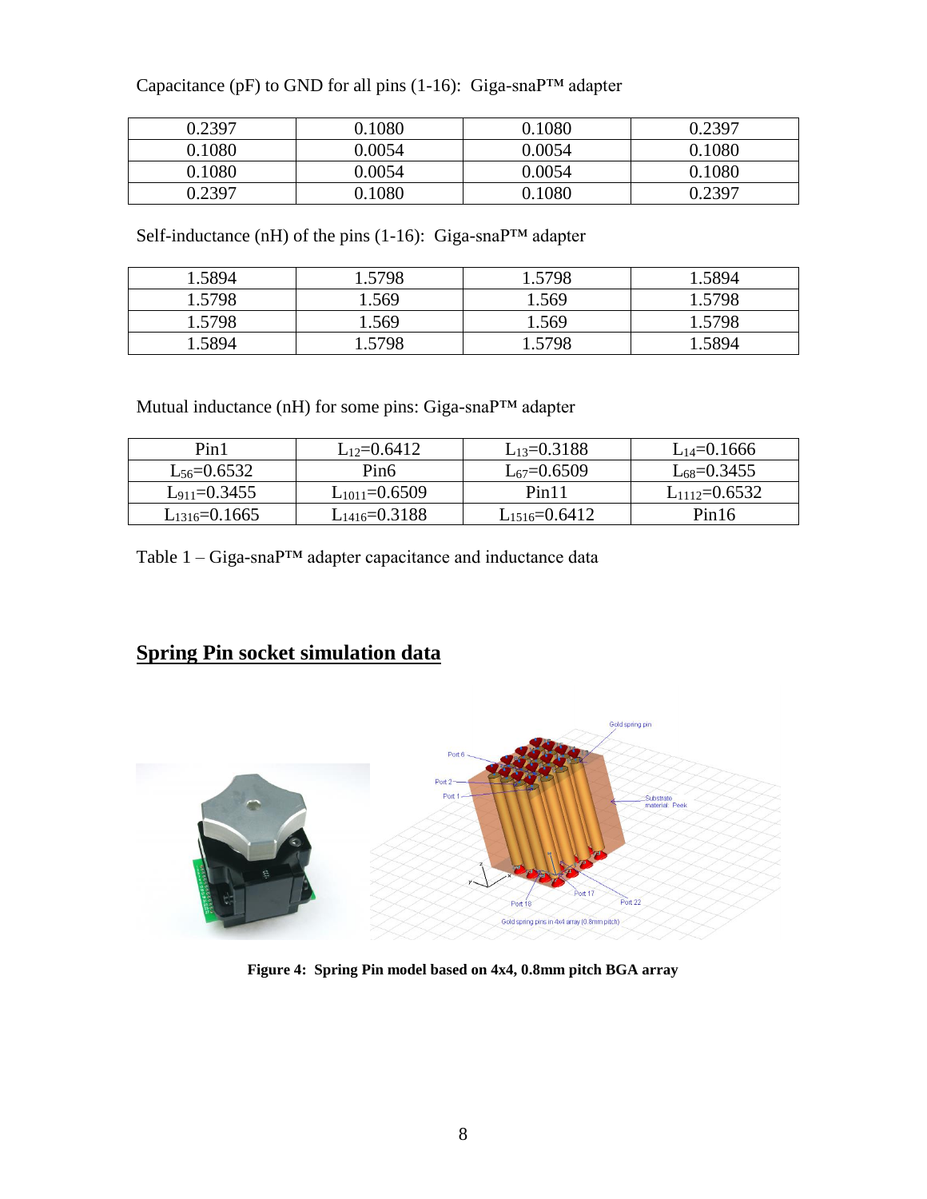Capacitance (pF) to GND for all pins (1-16): Giga-snaP™ adapter

| | | | |
|---|---|---|---|
| 0.2397 | 0.1080 | 0.1080 | 0.2397 |
| 0.1080 | 0.0054 | 0.0054 | 0.1080 |
| 0.1080 | 0.0054 | 0.0054 | 0.1080 |
| 0.2397 | 0.1080 | 0.1080 | 0.2397 |

Self-inductance (nH) of the pins (1-16): Giga-snaP™ adapter

| | | | |
|---|---|---|---|
| 1.5894 | 1.5798 | 1.5798 | 1.5894 |
| 1.5798 | 1.569 | 1.569 | 1.5798 |
| 1.5798 | 1.569 | 1.569 | 1.5798 |
| 1.5894 | 1.5798 | 1.5798 | 1.5894 |

Mutual inductance (nH) for some pins: Giga-snaP™ adapter

| | | | |
|---|---|---|---|
| Pin1 | $L_{12}$=0.6412 | $L_{13}$=0.3188 | $L_{14}$=0.1666 |
| $L_{56}$=0.6532 | Pin6 | $L_{67}$=0.6509 | $L_{68}$=0.3455 |
| $L_{911}$=0.3455 | $L_{1011}$=0.6509 | Pin11 | $L_{1112}$=0.6532 |
| $L_{1316}$=0.1665 | $L_{1416}$=0.3188 | $L_{1516}$=0.6412 | Pin16 |

Table 1 – Giga-snaP™ adapter capacitance and inductance data

## Spring Pin socket simulation data

**Figure 4: Spring Pin model based on 4x4, 0.8mm pitch BGA array**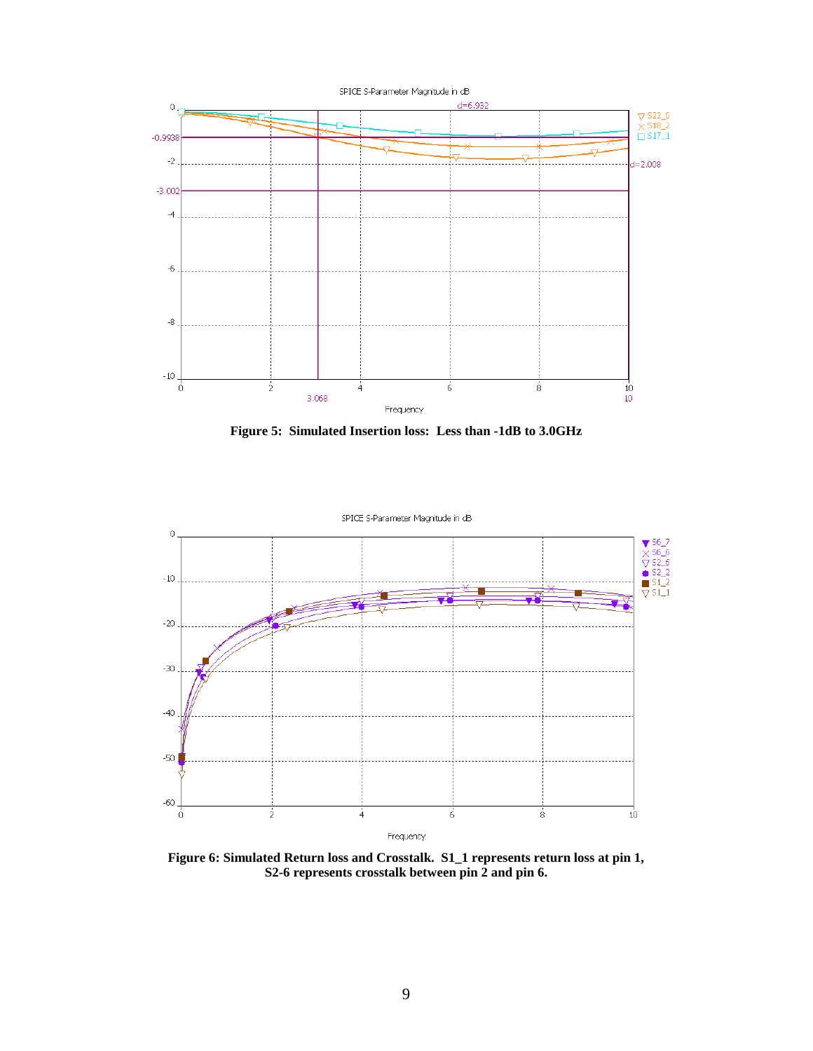**Figure 5: Simulated Insertion loss: Less than -1dB to 3.0GHz**

**Figure 6: Simulated Return loss and Crosstalk. S1_1 represents return loss at pin 1, S2-6 represents crosstalk between pin 2 and pin 6.**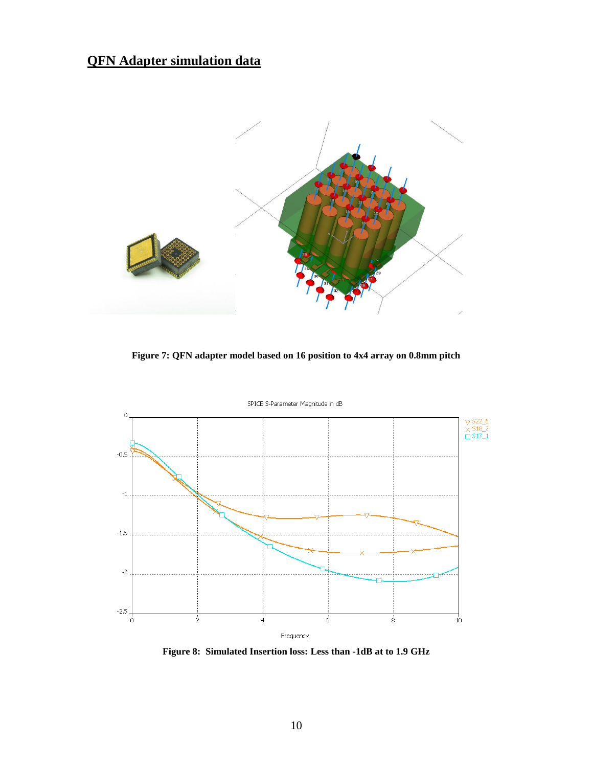## QFN Adapter simulation data

**Figure 7: QFN adapter model based on 16 position to 4x4 array on 0.8mm pitch**

**Figure 8: Simulated Insertion loss: Less than -1dB at to 1.9 GHz**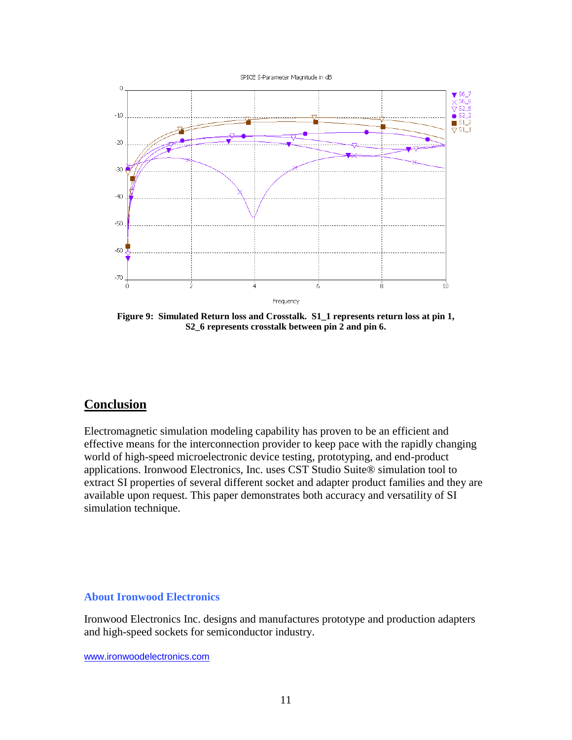**Figure 9: Simulated Return loss and Crosstalk. S1_1 represents return loss at pin 1, S2_6 represents crosstalk between pin 2 and pin 6.**

## Conclusion

Electromagnetic simulation modeling capability has proven to be an efficient and effective means for the interconnection provider to keep pace with the rapidly changing world of high-speed microelectronic device testing, prototyping, and end-product applications. Ironwood Electronics, Inc. uses CST Studio Suite® simulation tool to extract SI properties of several different socket and adapter product families and they are available upon request. This paper demonstrates both accuracy and versatility of SI simulation technique.

### About Ironwood Electronics

Ironwood Electronics Inc. designs and manufactures prototype and production adapters and high-speed sockets for semiconductor industry.

www.ironwoodelectronics.com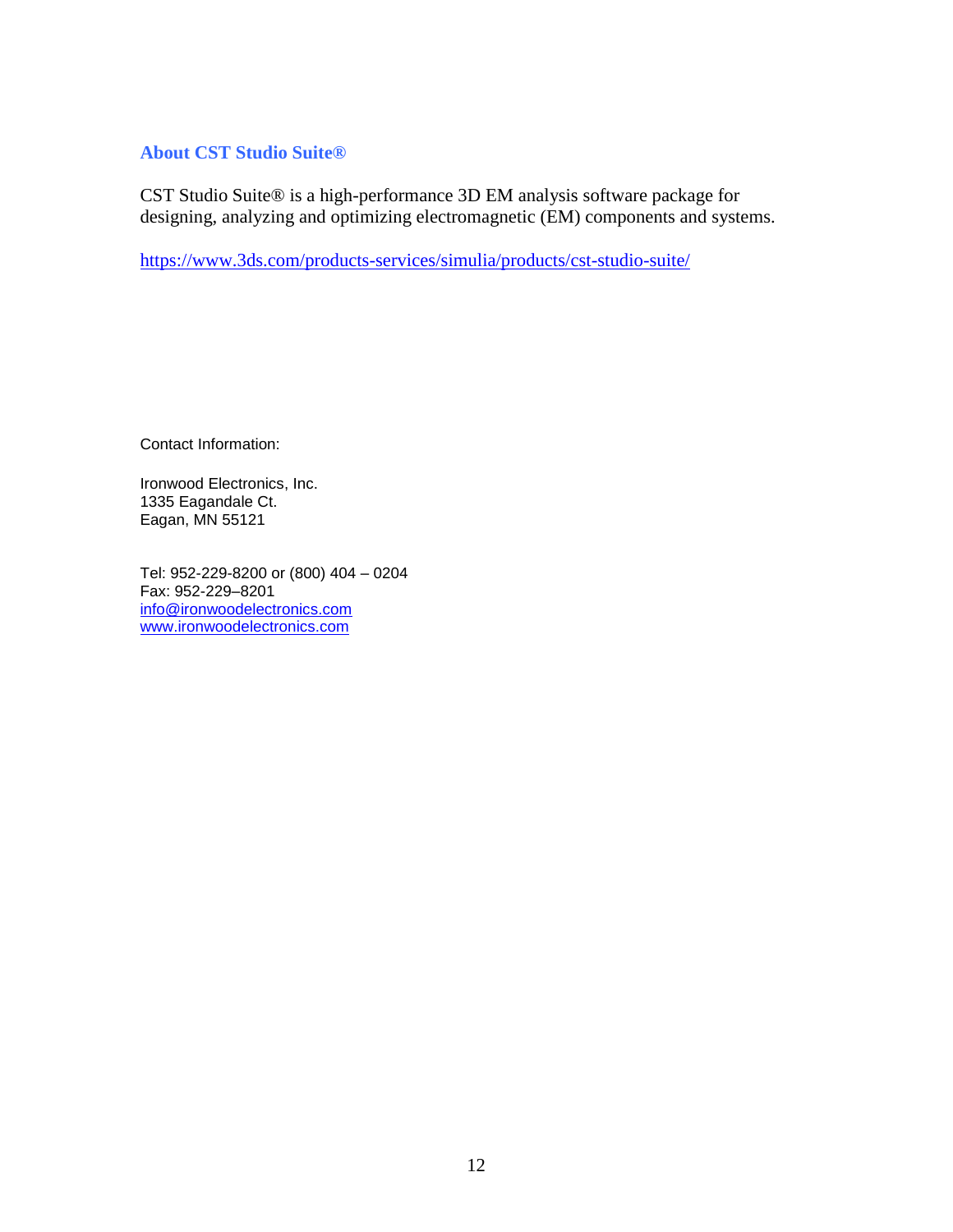## About CST Studio Suite®

CST Studio Suite® is a high-performance 3D EM analysis software package for designing, analyzing and optimizing electromagnetic (EM) components and systems.

https://www.3ds.com/products-services/simulia/products/cst-studio-suite/

Contact Information:

Ironwood Electronics, Inc.
1335 Eagandale Ct.
Eagan, MN 55121

Tel: 952-229-8200 or (800) 404 – 0204
Fax: 952-229–8201
info@ironwoodelectronics.com
www.ironwoodelectronics.com